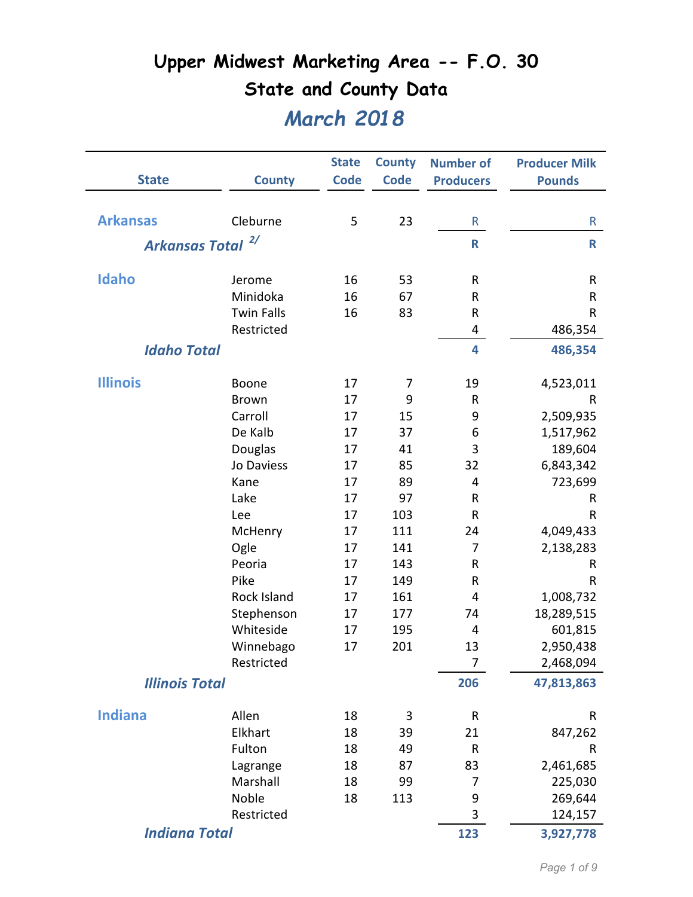# Upper Midwest Marketing Area -- F.O. 30

## State and County Data

## *March 2018*

| State | County | State Code | County Code | Number of Producers | Producer Milk Pounds |
|---|---|---|---|---|---|
| **Arkansas** | Cleburne | 5 | 23 | R | R |
| ***Arkansas Total*** [2/] | | | | **R** | **R** |
| **Idaho** | Jerome | 16 | 53 | R | R |
| | Minidoka | 16 | 67 | R | R |
| | Twin Falls | 16 | 83 | R | R |
| | Restricted | | | 4 | 486,354 |
| ***Idaho Total*** | | | | **4** | **486,354** |
| **Illinois** | Boone | 17 | 7 | 19 | 4,523,011 |
| | Brown | 17 | 9 | R | R |
| | Carroll | 17 | 15 | 9 | 2,509,935 |
| | De Kalb | 17 | 37 | 6 | 1,517,962 |
| | Douglas | 17 | 41 | 3 | 189,604 |
| | Jo Daviess | 17 | 85 | 32 | 6,843,342 |
| | Kane | 17 | 89 | 4 | 723,699 |
| | Lake | 17 | 97 | R | R |
| | Lee | 17 | 103 | R | R |
| | McHenry | 17 | 111 | 24 | 4,049,433 |
| | Ogle | 17 | 141 | 7 | 2,138,283 |
| | Peoria | 17 | 143 | R | R |
| | Pike | 17 | 149 | R | R |
| | Rock Island | 17 | 161 | 4 | 1,008,732 |
| | Stephenson | 17 | 177 | 74 | 18,289,515 |
| | Whiteside | 17 | 195 | 4 | 601,815 |
| | Winnebago | 17 | 201 | 13 | 2,950,438 |
| | Restricted | | | 7 | 2,468,094 |
| ***Illinois Total*** | | | | **206** | **47,813,863** |
| **Indiana** | Allen | 18 | 3 | R | R |
| | Elkhart | 18 | 39 | 21 | 847,262 |
| | Fulton | 18 | 49 | R | R |
| | Lagrange | 18 | 87 | 83 | 2,461,685 |
| | Marshall | 18 | 99 | 7 | 225,030 |
| | Noble | 18 | 113 | 9 | 269,644 |
| | Restricted | | | 3 | 124,157 |
| ***Indiana Total*** | | | | **123** | **3,927,778** |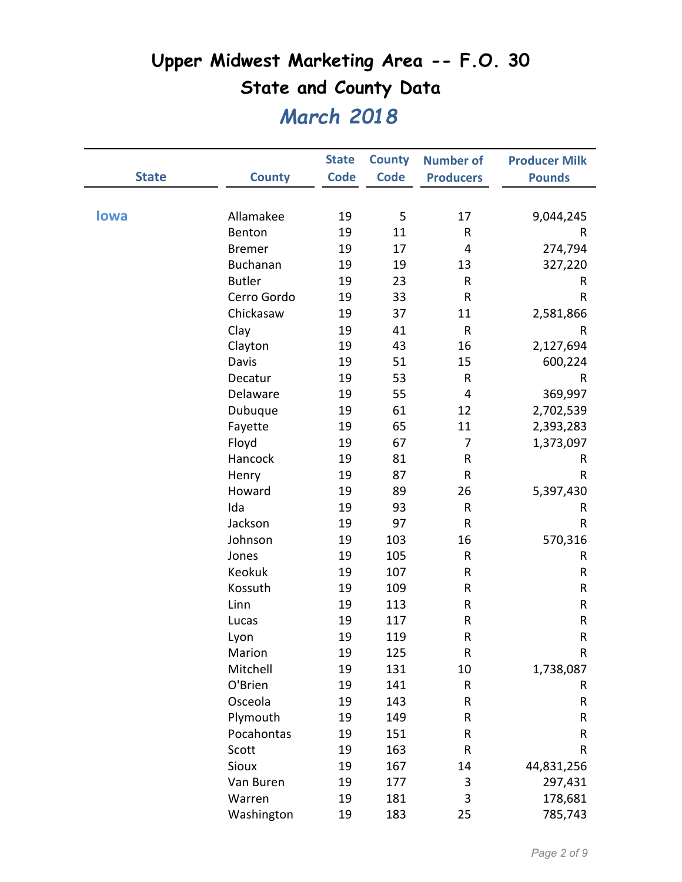# Upper Midwest Marketing Area -- F.O. 30

## State and County Data

## *March 2018*

| State | County | State Code | County Code | Number of Producers | Producer Milk Pounds |
|---|---|---|---|---|---|
| Iowa | Allamakee | 19 | 5 | 17 | 9,044,245 |
| | Benton | 19 | 11 | R | R |
| | Bremer | 19 | 17 | 4 | 274,794 |
| | Buchanan | 19 | 19 | 13 | 327,220 |
| | Butler | 19 | 23 | R | R |
| | Cerro Gordo | 19 | 33 | R | R |
| | Chickasaw | 19 | 37 | 11 | 2,581,866 |
| | Clay | 19 | 41 | R | R |
| | Clayton | 19 | 43 | 16 | 2,127,694 |
| | Davis | 19 | 51 | 15 | 600,224 |
| | Decatur | 19 | 53 | R | R |
| | Delaware | 19 | 55 | 4 | 369,997 |
| | Dubuque | 19 | 61 | 12 | 2,702,539 |
| | Fayette | 19 | 65 | 11 | 2,393,283 |
| | Floyd | 19 | 67 | 7 | 1,373,097 |
| | Hancock | 19 | 81 | R | R |
| | Henry | 19 | 87 | R | R |
| | Howard | 19 | 89 | 26 | 5,397,430 |
| | Ida | 19 | 93 | R | R |
| | Jackson | 19 | 97 | R | R |
| | Johnson | 19 | 103 | 16 | 570,316 |
| | Jones | 19 | 105 | R | R |
| | Keokuk | 19 | 107 | R | R |
| | Kossuth | 19 | 109 | R | R |
| | Linn | 19 | 113 | R | R |
| | Lucas | 19 | 117 | R | R |
| | Lyon | 19 | 119 | R | R |
| | Marion | 19 | 125 | R | R |
| | Mitchell | 19 | 131 | 10 | 1,738,087 |
| | O'Brien | 19 | 141 | R | R |
| | Osceola | 19 | 143 | R | R |
| | Plymouth | 19 | 149 | R | R |
| | Pocahontas | 19 | 151 | R | R |
| | Scott | 19 | 163 | R | R |
| | Sioux | 19 | 167 | 14 | 44,831,256 |
| | Van Buren | 19 | 177 | 3 | 297,431 |
| | Warren | 19 | 181 | 3 | 178,681 |
| | Washington | 19 | 183 | 25 | 785,743 |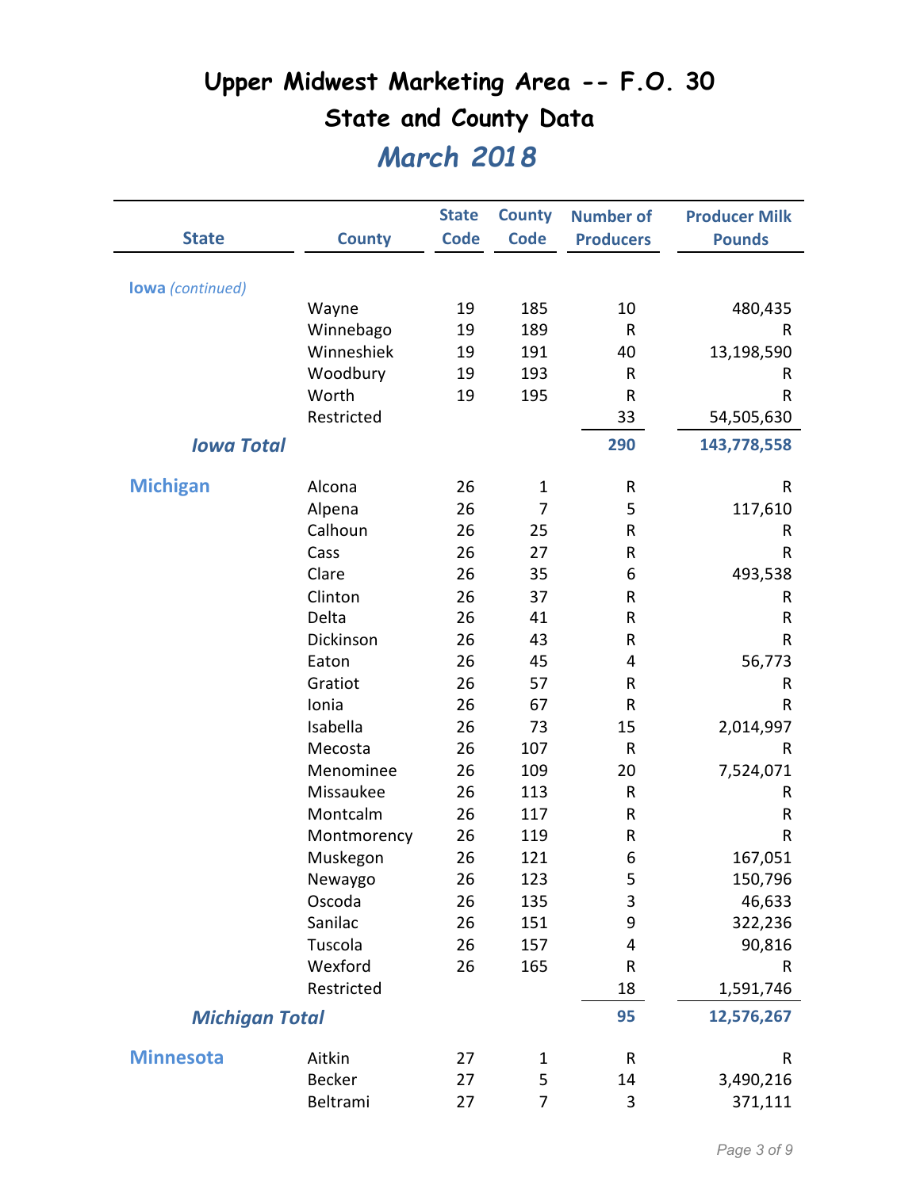# Upper Midwest Marketing Area -- F.O. 30

## State and County Data

## *March 2018*

| State | County | State Code | County Code | Number of Producers | Producer Milk Pounds |
|---|---|---|---|---|---|
| **Iowa** *(continued)* | | | | | |
| | Wayne | 19 | 185 | 10 | 480,435 |
| | Winnebago | 19 | 189 | R | R |
| | Winneshiek | 19 | 191 | 40 | 13,198,590 |
| | Woodbury | 19 | 193 | R | R |
| | Worth | 19 | 195 | R | R |
| | Restricted | | | 33 | 54,505,630 |
| ***Iowa Total*** | | | | **290** | **143,778,558** |
| **Michigan** | Alcona | 26 | 1 | R | R |
| | Alpena | 26 | 7 | 5 | 117,610 |
| | Calhoun | 26 | 25 | R | R |
| | Cass | 26 | 27 | R | R |
| | Clare | 26 | 35 | 6 | 493,538 |
| | Clinton | 26 | 37 | R | R |
| | Delta | 26 | 41 | R | R |
| | Dickinson | 26 | 43 | R | R |
| | Eaton | 26 | 45 | 4 | 56,773 |
| | Gratiot | 26 | 57 | R | R |
| | Ionia | 26 | 67 | R | R |
| | Isabella | 26 | 73 | 15 | 2,014,997 |
| | Mecosta | 26 | 107 | R | R |
| | Menominee | 26 | 109 | 20 | 7,524,071 |
| | Missaukee | 26 | 113 | R | R |
| | Montcalm | 26 | 117 | R | R |
| | Montmorency | 26 | 119 | R | R |
| | Muskegon | 26 | 121 | 6 | 167,051 |
| | Newaygo | 26 | 123 | 5 | 150,796 |
| | Oscoda | 26 | 135 | 3 | 46,633 |
| | Sanilac | 26 | 151 | 9 | 322,236 |
| | Tuscola | 26 | 157 | 4 | 90,816 |
| | Wexford | 26 | 165 | R | R |
| | Restricted | | | 18 | 1,591,746 |
| ***Michigan Total*** | | | | **95** | **12,576,267** |
| **Minnesota** | Aitkin | 27 | 1 | R | R |
| | Becker | 27 | 5 | 14 | 3,490,216 |
| | Beltrami | 27 | 7 | 3 | 371,111 |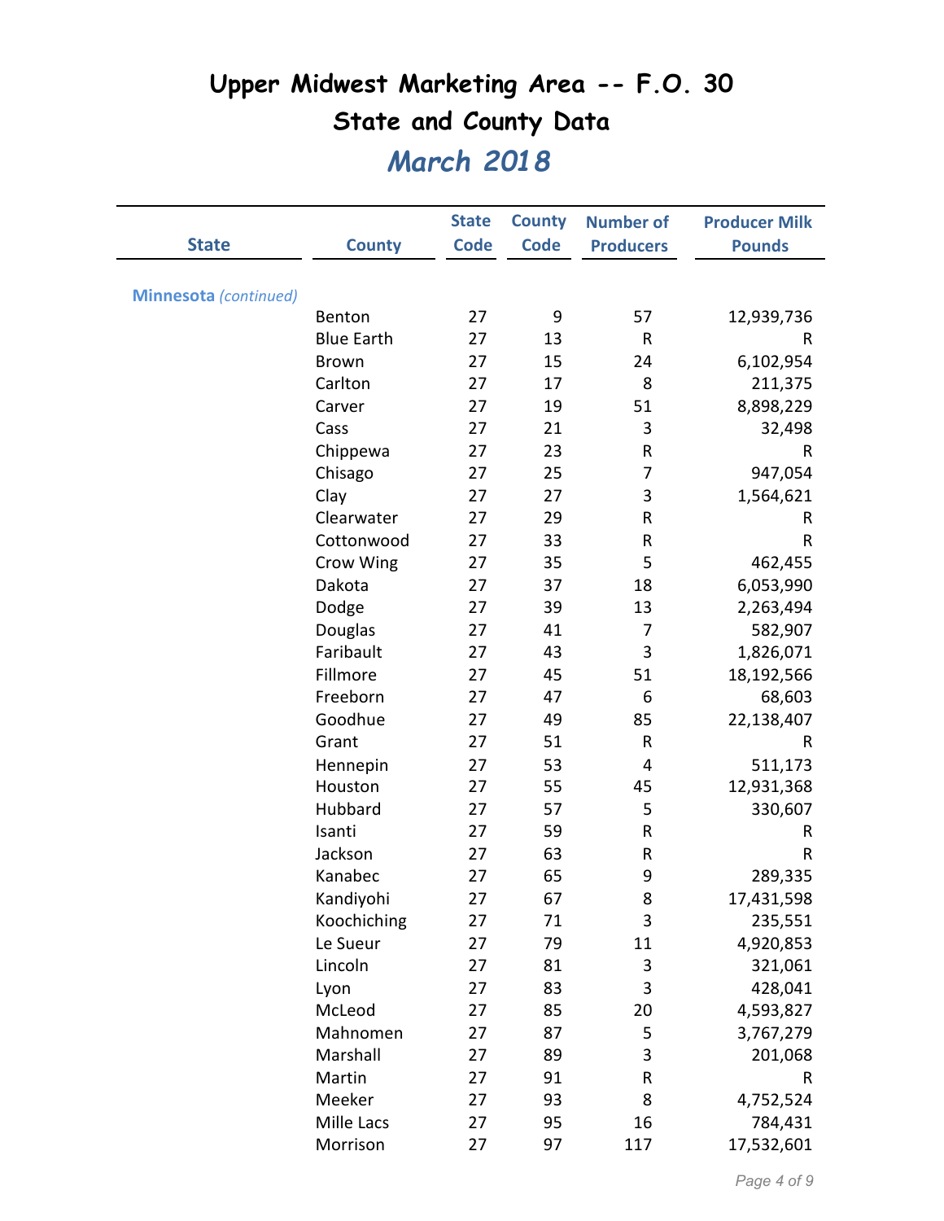# Upper Midwest Marketing Area -- F.O. 30

## State and County Data

## *March 2018*

| State | County | State Code | County Code | Number of Producers | Producer Milk Pounds |
|---|---|---|---|---|---|
| **Minnesota** *(continued)* | | | | | |
| | Benton | 27 | 9 | 57 | 12,939,736 |
| | Blue Earth | 27 | 13 | R | R |
| | Brown | 27 | 15 | 24 | 6,102,954 |
| | Carlton | 27 | 17 | 8 | 211,375 |
| | Carver | 27 | 19 | 51 | 8,898,229 |
| | Cass | 27 | 21 | 3 | 32,498 |
| | Chippewa | 27 | 23 | R | R |
| | Chisago | 27 | 25 | 7 | 947,054 |
| | Clay | 27 | 27 | 3 | 1,564,621 |
| | Clearwater | 27 | 29 | R | R |
| | Cottonwood | 27 | 33 | R | R |
| | Crow Wing | 27 | 35 | 5 | 462,455 |
| | Dakota | 27 | 37 | 18 | 6,053,990 |
| | Dodge | 27 | 39 | 13 | 2,263,494 |
| | Douglas | 27 | 41 | 7 | 582,907 |
| | Faribault | 27 | 43 | 3 | 1,826,071 |
| | Fillmore | 27 | 45 | 51 | 18,192,566 |
| | Freeborn | 27 | 47 | 6 | 68,603 |
| | Goodhue | 27 | 49 | 85 | 22,138,407 |
| | Grant | 27 | 51 | R | R |
| | Hennepin | 27 | 53 | 4 | 511,173 |
| | Houston | 27 | 55 | 45 | 12,931,368 |
| | Hubbard | 27 | 57 | 5 | 330,607 |
| | Isanti | 27 | 59 | R | R |
| | Jackson | 27 | 63 | R | R |
| | Kanabec | 27 | 65 | 9 | 289,335 |
| | Kandiyohi | 27 | 67 | 8 | 17,431,598 |
| | Koochiching | 27 | 71 | 3 | 235,551 |
| | Le Sueur | 27 | 79 | 11 | 4,920,853 |
| | Lincoln | 27 | 81 | 3 | 321,061 |
| | Lyon | 27 | 83 | 3 | 428,041 |
| | McLeod | 27 | 85 | 20 | 4,593,827 |
| | Mahnomen | 27 | 87 | 5 | 3,767,279 |
| | Marshall | 27 | 89 | 3 | 201,068 |
| | Martin | 27 | 91 | R | R |
| | Meeker | 27 | 93 | 8 | 4,752,524 |
| | Mille Lacs | 27 | 95 | 16 | 784,431 |
| | Morrison | 27 | 97 | 117 | 17,532,601 |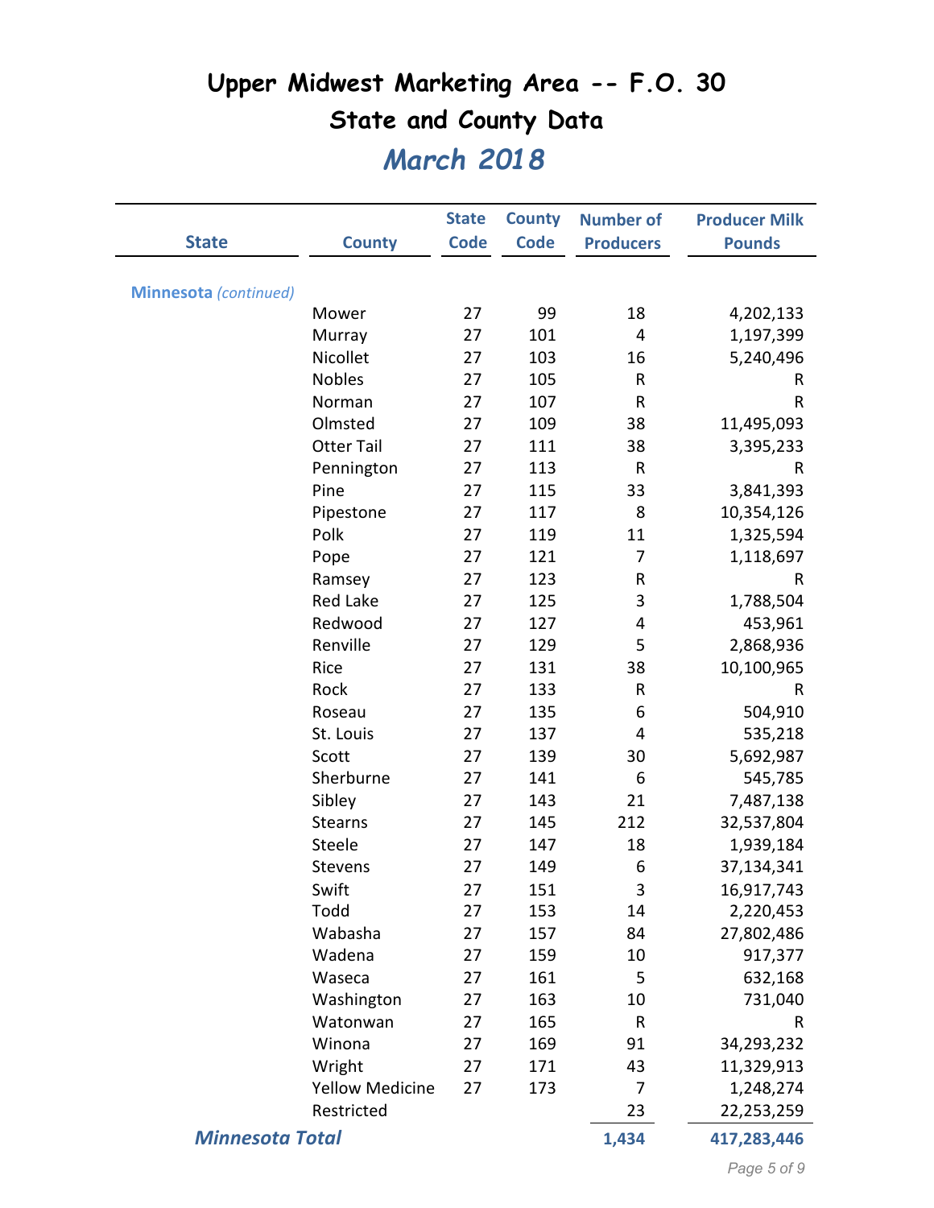# Upper Midwest Marketing Area -- F.O. 30

## State and County Data

## *March 2018*

| State | County | State Code | County Code | Number of Producers | Producer Milk Pounds |
|---|---|---|---|---|---|
| **Minnesota** *(continued)* | | | | | |
| | Mower | 27 | 99 | 18 | 4,202,133 |
| | Murray | 27 | 101 | 4 | 1,197,399 |
| | Nicollet | 27 | 103 | 16 | 5,240,496 |
| | Nobles | 27 | 105 | R | R |
| | Norman | 27 | 107 | R | R |
| | Olmsted | 27 | 109 | 38 | 11,495,093 |
| | Otter Tail | 27 | 111 | 38 | 3,395,233 |
| | Pennington | 27 | 113 | R | R |
| | Pine | 27 | 115 | 33 | 3,841,393 |
| | Pipestone | 27 | 117 | 8 | 10,354,126 |
| | Polk | 27 | 119 | 11 | 1,325,594 |
| | Pope | 27 | 121 | 7 | 1,118,697 |
| | Ramsey | 27 | 123 | R | R |
| | Red Lake | 27 | 125 | 3 | 1,788,504 |
| | Redwood | 27 | 127 | 4 | 453,961 |
| | Renville | 27 | 129 | 5 | 2,868,936 |
| | Rice | 27 | 131 | 38 | 10,100,965 |
| | Rock | 27 | 133 | R | R |
| | Roseau | 27 | 135 | 6 | 504,910 |
| | St. Louis | 27 | 137 | 4 | 535,218 |
| | Scott | 27 | 139 | 30 | 5,692,987 |
| | Sherburne | 27 | 141 | 6 | 545,785 |
| | Sibley | 27 | 143 | 21 | 7,487,138 |
| | Stearns | 27 | 145 | 212 | 32,537,804 |
| | Steele | 27 | 147 | 18 | 1,939,184 |
| | Stevens | 27 | 149 | 6 | 37,134,341 |
| | Swift | 27 | 151 | 3 | 16,917,743 |
| | Todd | 27 | 153 | 14 | 2,220,453 |
| | Wabasha | 27 | 157 | 84 | 27,802,486 |
| | Wadena | 27 | 159 | 10 | 917,377 |
| | Waseca | 27 | 161 | 5 | 632,168 |
| | Washington | 27 | 163 | 10 | 731,040 |
| | Watonwan | 27 | 165 | R | R |
| | Winona | 27 | 169 | 91 | 34,293,232 |
| | Wright | 27 | 171 | 43 | 11,329,913 |
| | Yellow Medicine | 27 | 173 | 7 | 1,248,274 |
| | Restricted | | | 23 | 22,253,259 |
| ***Minnesota Total*** | | | | **1,434** | **417,283,446** |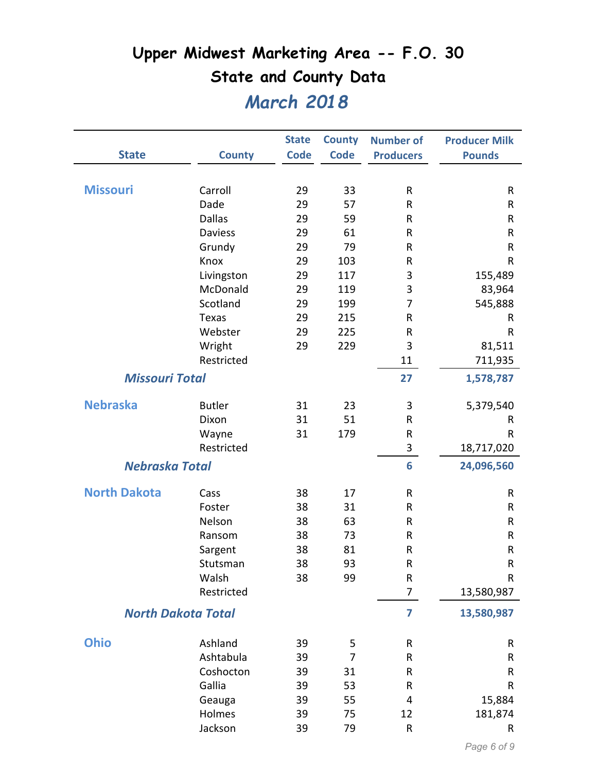# Upper Midwest Marketing Area -- F.O. 30

## State and County Data

## *March 2018*

| State | County | State Code | County Code | Number of Producers | Producer Milk Pounds |
|---|---|---|---|---|---|
| **Missouri** | Carroll | 29 | 33 | R | R |
| | Dade | 29 | 57 | R | R |
| | Dallas | 29 | 59 | R | R |
| | Daviess | 29 | 61 | R | R |
| | Grundy | 29 | 79 | R | R |
| | Knox | 29 | 103 | R | R |
| | Livingston | 29 | 117 | 3 | 155,489 |
| | McDonald | 29 | 119 | 3 | 83,964 |
| | Scotland | 29 | 199 | 7 | 545,888 |
| | Texas | 29 | 215 | R | R |
| | Webster | 29 | 225 | R | R |
| | Wright | 29 | 229 | 3 | 81,511 |
| | Restricted | | | 11 | 711,935 |
| ***Missouri Total*** | | | | **27** | **1,578,787** |
| **Nebraska** | Butler | 31 | 23 | 3 | 5,379,540 |
| | Dixon | 31 | 51 | R | R |
| | Wayne | 31 | 179 | R | R |
| | Restricted | | | 3 | 18,717,020 |
| ***Nebraska Total*** | | | | **6** | **24,096,560** |
| **North Dakota** | Cass | 38 | 17 | R | R |
| | Foster | 38 | 31 | R | R |
| | Nelson | 38 | 63 | R | R |
| | Ransom | 38 | 73 | R | R |
| | Sargent | 38 | 81 | R | R |
| | Stutsman | 38 | 93 | R | R |
| | Walsh | 38 | 99 | R | R |
| | Restricted | | | 7 | 13,580,987 |
| ***North Dakota Total*** | | | | **7** | **13,580,987** |
| **Ohio** | Ashland | 39 | 5 | R | R |
| | Ashtabula | 39 | 7 | R | R |
| | Coshocton | 39 | 31 | R | R |
| | Gallia | 39 | 53 | R | R |
| | Geauga | 39 | 55 | 4 | 15,884 |
| | Holmes | 39 | 75 | 12 | 181,874 |
| | Jackson | 39 | 79 | R | R |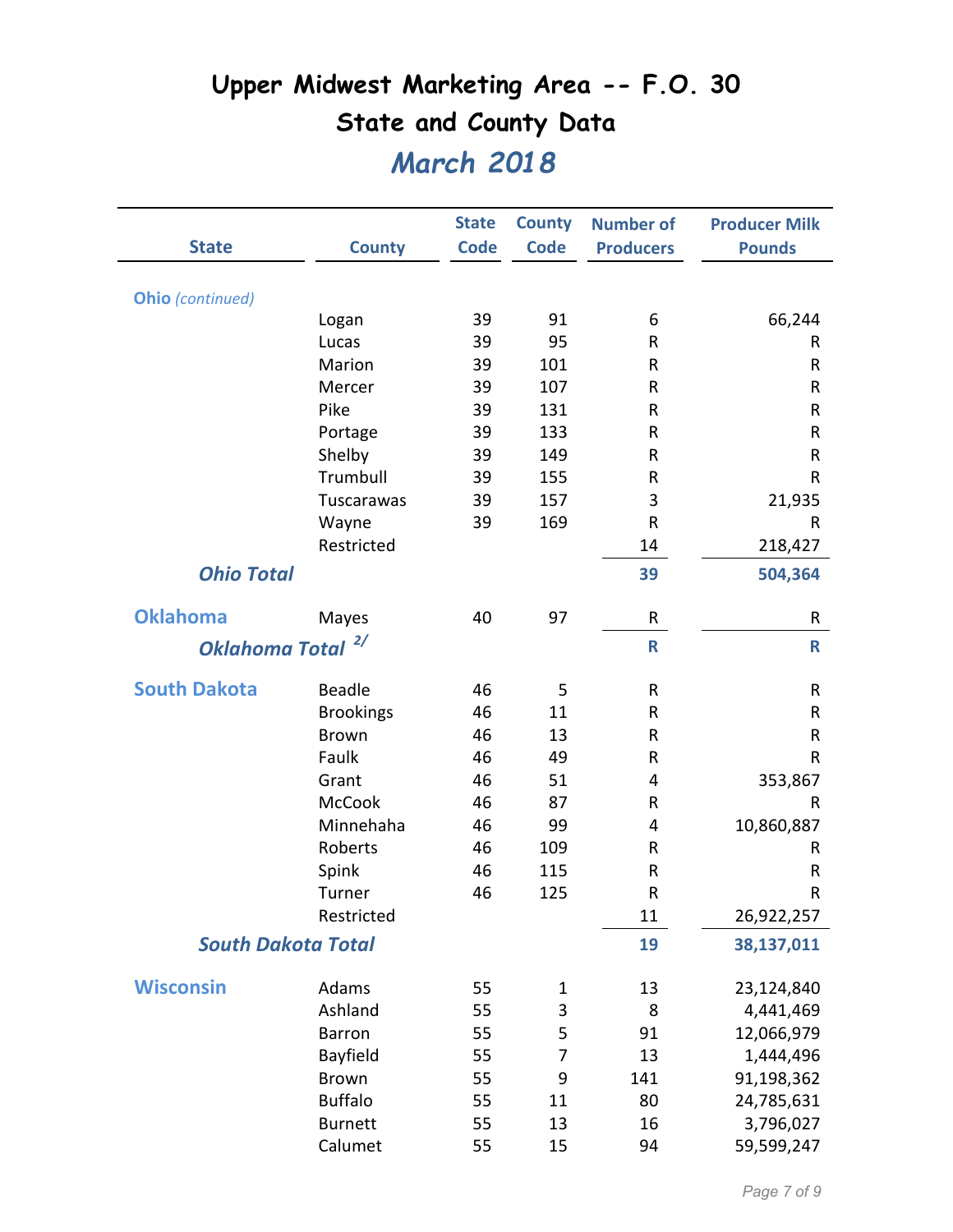# Upper Midwest Marketing Area -- F.O. 30

## State and County Data

## *March 2018*

| State | County | State Code | County Code | Number of Producers | Producer Milk Pounds |
|---|---|---|---|---|---|
| **Ohio** *(continued)* | | | | | |
| | Logan | 39 | 91 | 6 | 66,244 |
| | Lucas | 39 | 95 | R | R |
| | Marion | 39 | 101 | R | R |
| | Mercer | 39 | 107 | R | R |
| | Pike | 39 | 131 | R | R |
| | Portage | 39 | 133 | R | R |
| | Shelby | 39 | 149 | R | R |
| | Trumbull | 39 | 155 | R | R |
| | Tuscarawas | 39 | 157 | 3 | 21,935 |
| | Wayne | 39 | 169 | R | R |
| | Restricted | | | 14 | 218,427 |
| ***Ohio Total*** | | | | **39** | **504,364** |
| **Oklahoma** | Mayes | 40 | 97 | R | R |
| ***Oklahoma Total*** [2/] | | | | **R** | **R** |
| **South Dakota** | Beadle | 46 | 5 | R | R |
| | Brookings | 46 | 11 | R | R |
| | Brown | 46 | 13 | R | R |
| | Faulk | 46 | 49 | R | R |
| | Grant | 46 | 51 | 4 | 353,867 |
| | McCook | 46 | 87 | R | R |
| | Minnehaha | 46 | 99 | 4 | 10,860,887 |
| | Roberts | 46 | 109 | R | R |
| | Spink | 46 | 115 | R | R |
| | Turner | 46 | 125 | R | R |
| | Restricted | | | 11 | 26,922,257 |
| ***South Dakota Total*** | | | | **19** | **38,137,011** |
| **Wisconsin** | Adams | 55 | 1 | 13 | 23,124,840 |
| | Ashland | 55 | 3 | 8 | 4,441,469 |
| | Barron | 55 | 5 | 91 | 12,066,979 |
| | Bayfield | 55 | 7 | 13 | 1,444,496 |
| | Brown | 55 | 9 | 141 | 91,198,362 |
| | Buffalo | 55 | 11 | 80 | 24,785,631 |
| | Burnett | 55 | 13 | 16 | 3,796,027 |
| | Calumet | 55 | 15 | 94 | 59,599,247 |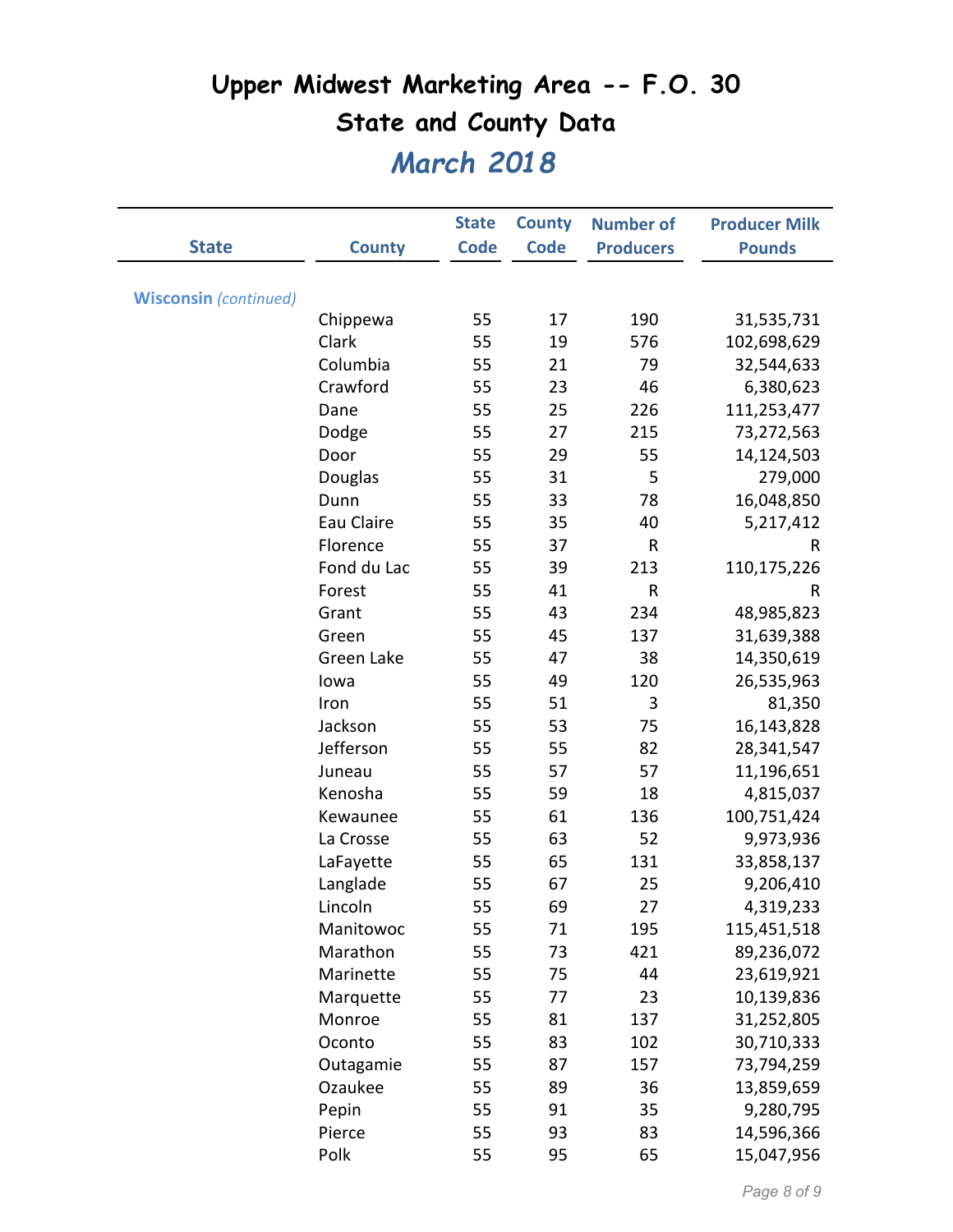# Upper Midwest Marketing Area -- F.O. 30

## State and County Data

### *March 2018*

| State | County | State Code | County Code | Number of Producers | Producer Milk Pounds |
|---|---|---|---|---|---|
| **Wisconsin** *(continued)* | | | | | |
| | Chippewa | 55 | 17 | 190 | 31,535,731 |
| | Clark | 55 | 19 | 576 | 102,698,629 |
| | Columbia | 55 | 21 | 79 | 32,544,633 |
| | Crawford | 55 | 23 | 46 | 6,380,623 |
| | Dane | 55 | 25 | 226 | 111,253,477 |
| | Dodge | 55 | 27 | 215 | 73,272,563 |
| | Door | 55 | 29 | 55 | 14,124,503 |
| | Douglas | 55 | 31 | 5 | 279,000 |
| | Dunn | 55 | 33 | 78 | 16,048,850 |
| | Eau Claire | 55 | 35 | 40 | 5,217,412 |
| | Florence | 55 | 37 | R | R |
| | Fond du Lac | 55 | 39 | 213 | 110,175,226 |
| | Forest | 55 | 41 | R | R |
| | Grant | 55 | 43 | 234 | 48,985,823 |
| | Green | 55 | 45 | 137 | 31,639,388 |
| | Green Lake | 55 | 47 | 38 | 14,350,619 |
| | Iowa | 55 | 49 | 120 | 26,535,963 |
| | Iron | 55 | 51 | 3 | 81,350 |
| | Jackson | 55 | 53 | 75 | 16,143,828 |
| | Jefferson | 55 | 55 | 82 | 28,341,547 |
| | Juneau | 55 | 57 | 57 | 11,196,651 |
| | Kenosha | 55 | 59 | 18 | 4,815,037 |
| | Kewaunee | 55 | 61 | 136 | 100,751,424 |
| | La Crosse | 55 | 63 | 52 | 9,973,936 |
| | LaFayette | 55 | 65 | 131 | 33,858,137 |
| | Langlade | 55 | 67 | 25 | 9,206,410 |
| | Lincoln | 55 | 69 | 27 | 4,319,233 |
| | Manitowoc | 55 | 71 | 195 | 115,451,518 |
| | Marathon | 55 | 73 | 421 | 89,236,072 |
| | Marinette | 55 | 75 | 44 | 23,619,921 |
| | Marquette | 55 | 77 | 23 | 10,139,836 |
| | Monroe | 55 | 81 | 137 | 31,252,805 |
| | Oconto | 55 | 83 | 102 | 30,710,333 |
| | Outagamie | 55 | 87 | 157 | 73,794,259 |
| | Ozaukee | 55 | 89 | 36 | 13,859,659 |
| | Pepin | 55 | 91 | 35 | 9,280,795 |
| | Pierce | 55 | 93 | 83 | 14,596,366 |
| | Polk | 55 | 95 | 65 | 15,047,956 |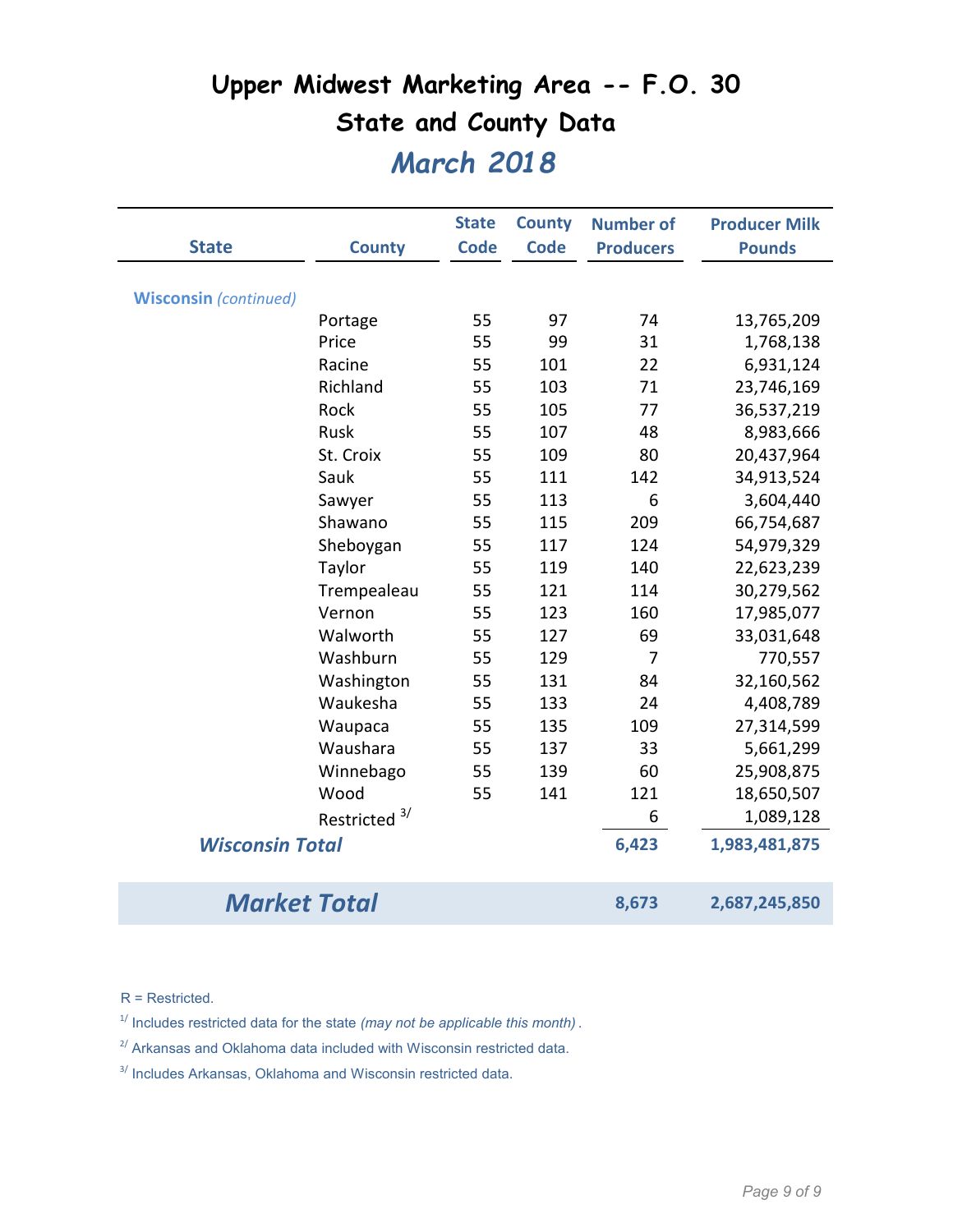# Upper Midwest Marketing Area -- F.O. 30

## State and County Data

## *March 2018*

| State | County | State Code | County Code | Number of Producers | Producer Milk Pounds |
|---|---|---|---|---|---|
| **Wisconsin** *(continued)* | | | | | |
| | Portage | 55 | 97 | 74 | 13,765,209 |
| | Price | 55 | 99 | 31 | 1,768,138 |
| | Racine | 55 | 101 | 22 | 6,931,124 |
| | Richland | 55 | 103 | 71 | 23,746,169 |
| | Rock | 55 | 105 | 77 | 36,537,219 |
| | Rusk | 55 | 107 | 48 | 8,983,666 |
| | St. Croix | 55 | 109 | 80 | 20,437,964 |
| | Sauk | 55 | 111 | 142 | 34,913,524 |
| | Sawyer | 55 | 113 | 6 | 3,604,440 |
| | Shawano | 55 | 115 | 209 | 66,754,687 |
| | Sheboygan | 55 | 117 | 124 | 54,979,329 |
| | Taylor | 55 | 119 | 140 | 22,623,239 |
| | Trempealeau | 55 | 121 | 114 | 30,279,562 |
| | Vernon | 55 | 123 | 160 | 17,985,077 |
| | Walworth | 55 | 127 | 69 | 33,031,648 |
| | Washburn | 55 | 129 | 7 | 770,557 |
| | Washington | 55 | 131 | 84 | 32,160,562 |
| | Waukesha | 55 | 133 | 24 | 4,408,789 |
| | Waupaca | 55 | 135 | 109 | 27,314,599 |
| | Waushara | 55 | 137 | 33 | 5,661,299 |
| | Winnebago | 55 | 139 | 60 | 25,908,875 |
| | Wood | 55 | 141 | 121 | 18,650,507 |
| | Restricted [3/] | | | 6 | 1,089,128 |
| ***Wisconsin Total*** | | | | **6,423** | **1,983,481,875** |
| ***Market Total*** | | | | **8,673** | **2,687,245,850** |

R = Restricted.

[1/] Includes restricted data for the state *(may not be applicable this month)*.

[2/] Arkansas and Oklahoma data included with Wisconsin restricted data.

[3/] Includes Arkansas, Oklahoma and Wisconsin restricted data.